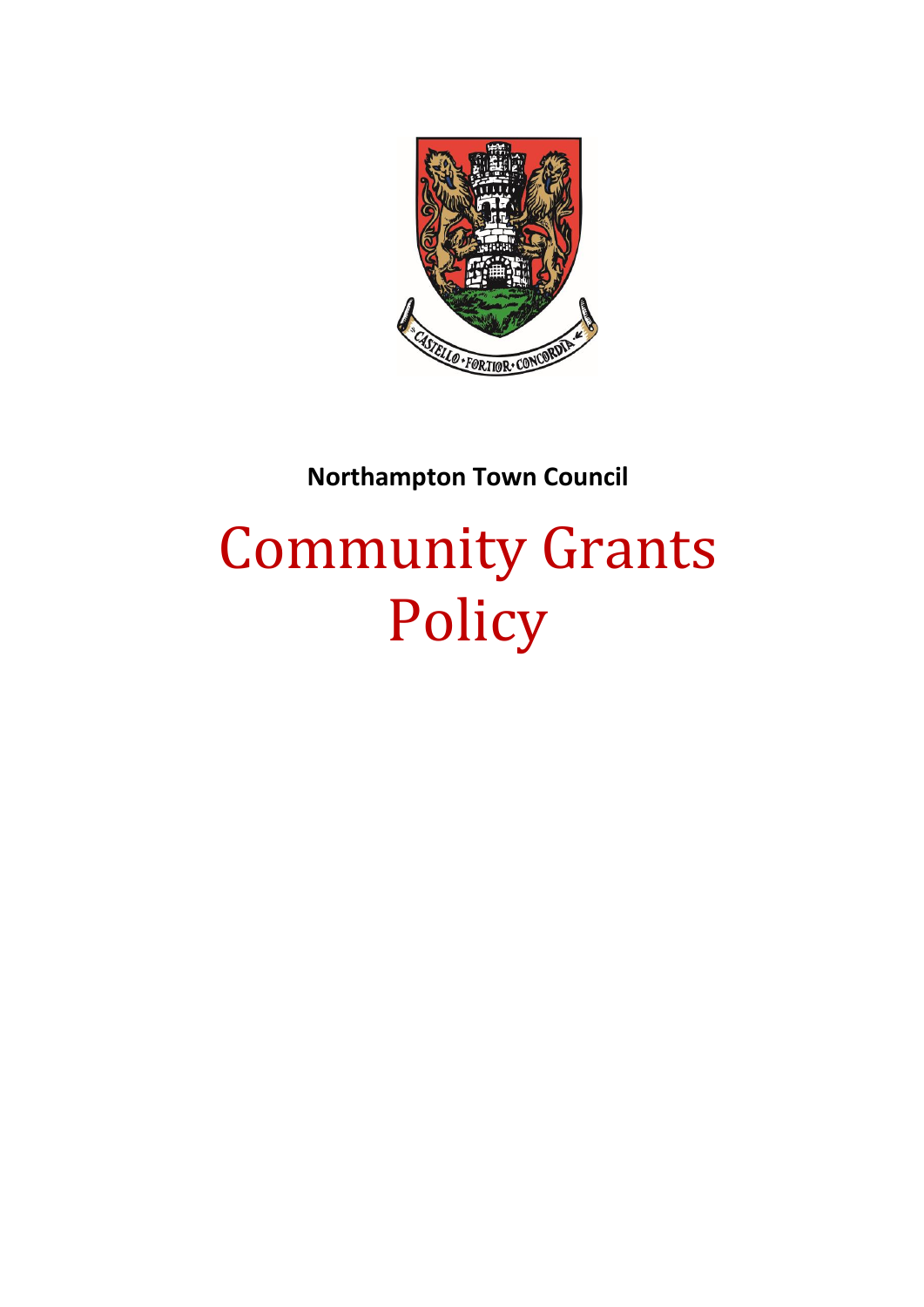**Northampton Town Council**

# Community Grants Policy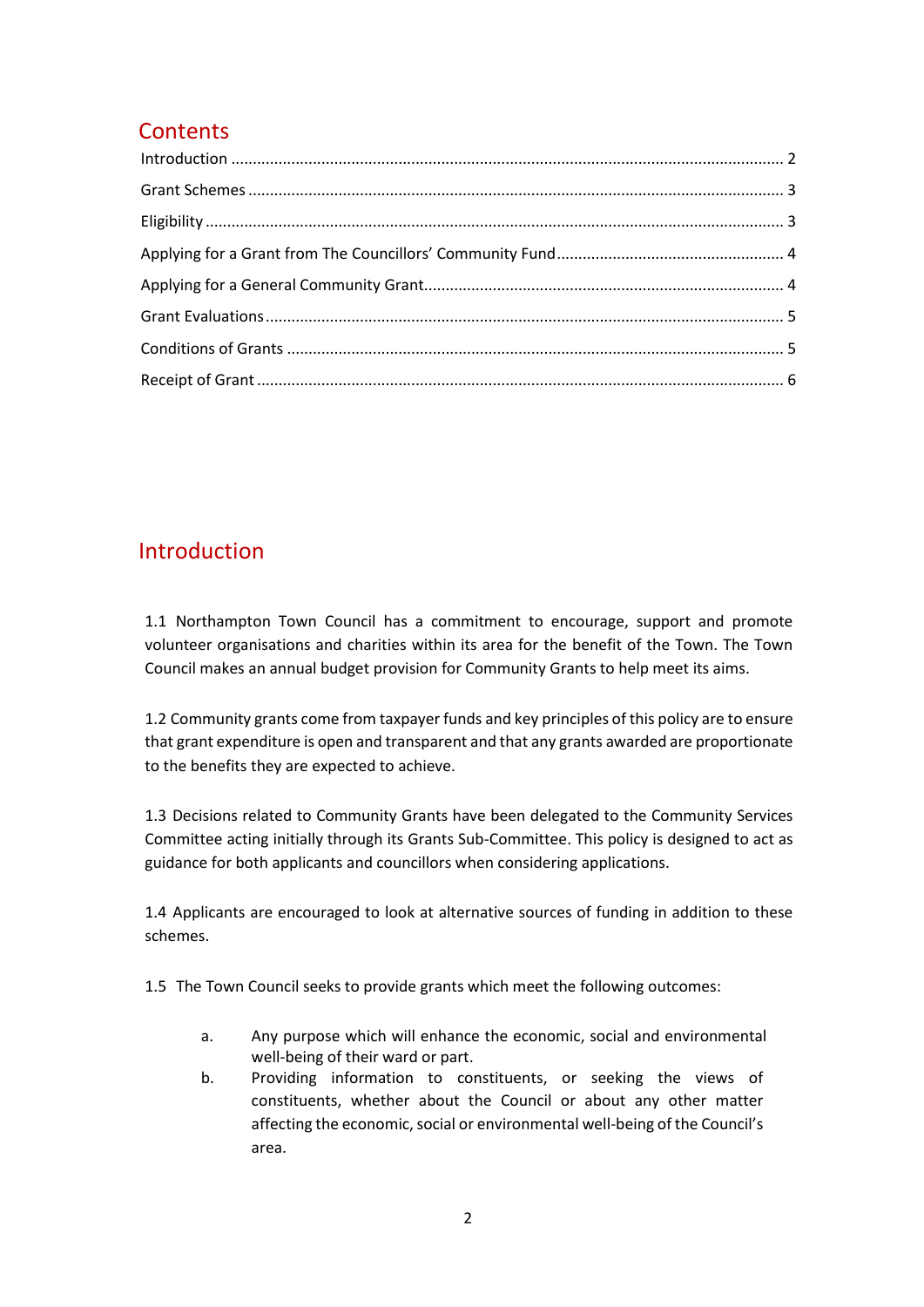## Contents

Introduction ........................................................................................................................ 2

Grant Schemes ..................................................................................................................... 3

Eligibility ............................................................................................................................... 3

Applying for a Grant from The Councillors' Community Fund .................................................... 4

Applying for a General Community Grant .................................................................................. 4

Grant Evaluations ................................................................................................................. 5

Conditions of Grants ............................................................................................................. 5

Receipt of Grant .................................................................................................................... 6

## Introduction

1.1 Northampton Town Council has a commitment to encourage, support and promote volunteer organisations and charities within its area for the benefit of the Town. The Town Council makes an annual budget provision for Community Grants to help meet its aims.

1.2 Community grants come from taxpayer funds and key principles of this policy are to ensure that grant expenditure is open and transparent and that any grants awarded are proportionate to the benefits they are expected to achieve.

1.3 Decisions related to Community Grants have been delegated to the Community Services Committee acting initially through its Grants Sub-Committee. This policy is designed to act as guidance for both applicants and councillors when considering applications.

1.4 Applicants are encouraged to look at alternative sources of funding in addition to these schemes.

1.5 The Town Council seeks to provide grants which meet the following outcomes:

a. Any purpose which will enhance the economic, social and environmental well-being of their ward or part.

b. Providing information to constituents, or seeking the views of constituents, whether about the Council or about any other matter affecting the economic, social or environmental well-being of the Council's area.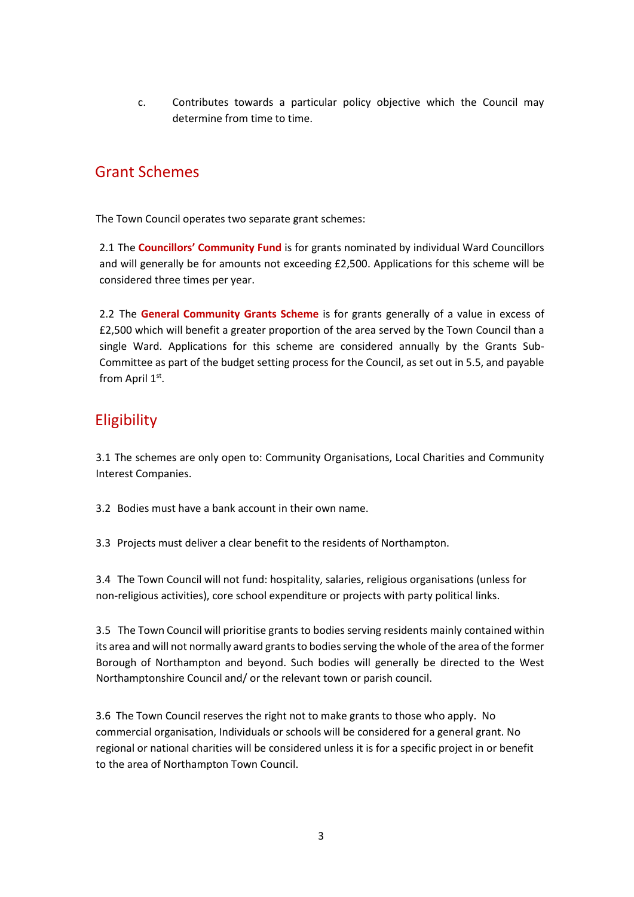c. Contributes towards a particular policy objective which the Council may determine from time to time.

## Grant Schemes

The Town Council operates two separate grant schemes:

2.1 The **Councillors' Community Fund** is for grants nominated by individual Ward Councillors and will generally be for amounts not exceeding £2,500. Applications for this scheme will be considered three times per year.

2.2 The **General Community Grants Scheme** is for grants generally of a value in excess of £2,500 which will benefit a greater proportion of the area served by the Town Council than a single Ward. Applications for this scheme are considered annually by the Grants Sub-Committee as part of the budget setting process for the Council, as set out in 5.5, and payable from April 1st.

## Eligibility

3.1 The schemes are only open to: Community Organisations, Local Charities and Community Interest Companies.

3.2 Bodies must have a bank account in their own name.

3.3 Projects must deliver a clear benefit to the residents of Northampton.

3.4 The Town Council will not fund: hospitality, salaries, religious organisations (unless for non-religious activities), core school expenditure or projects with party political links.

3.5 The Town Council will prioritise grants to bodies serving residents mainly contained within its area and will not normally award grants to bodies serving the whole of the area of the former Borough of Northampton and beyond. Such bodies will generally be directed to the West Northamptonshire Council and/ or the relevant town or parish council.

3.6 The Town Council reserves the right not to make grants to those who apply. No commercial organisation, Individuals or schools will be considered for a general grant. No regional or national charities will be considered unless it is for a specific project in or benefit to the area of Northampton Town Council.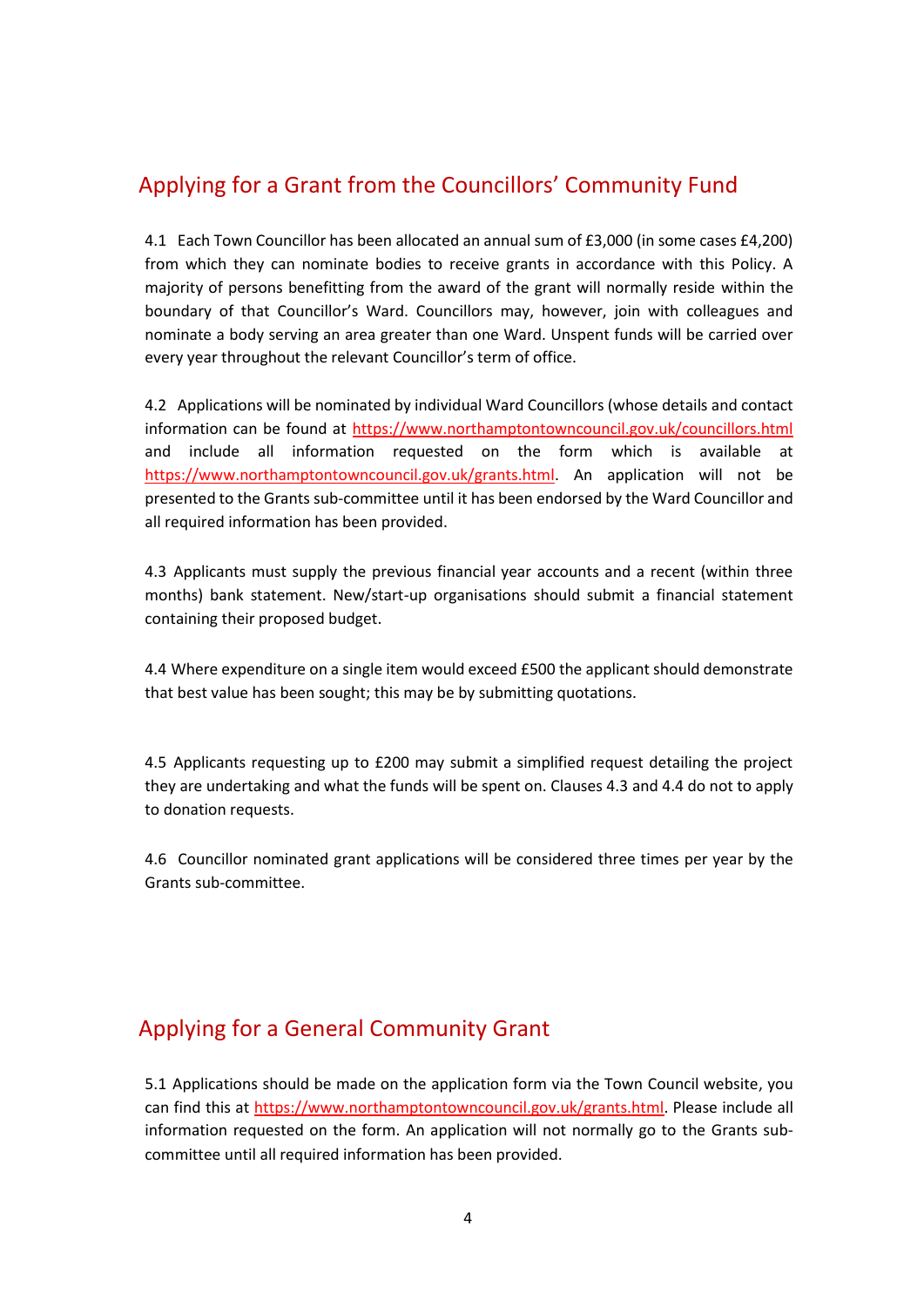## Applying for a Grant from the Councillors' Community Fund

4.1 Each Town Councillor has been allocated an annual sum of £3,000 (in some cases £4,200) from which they can nominate bodies to receive grants in accordance with this Policy. A majority of persons benefitting from the award of the grant will normally reside within the boundary of that Councillor's Ward. Councillors may, however, join with colleagues and nominate a body serving an area greater than one Ward. Unspent funds will be carried over every year throughout the relevant Councillor's term of office.

4.2 Applications will be nominated by individual Ward Councillors (whose details and contact information can be found at https://www.northamptontowncouncil.gov.uk/councillors.html and include all information requested on the form which is available at https://www.northamptontowncouncil.gov.uk/grants.html. An application will not be presented to the Grants sub-committee until it has been endorsed by the Ward Councillor and all required information has been provided.

4.3 Applicants must supply the previous financial year accounts and a recent (within three months) bank statement. New/start-up organisations should submit a financial statement containing their proposed budget.

4.4 Where expenditure on a single item would exceed £500 the applicant should demonstrate that best value has been sought; this may be by submitting quotations.

4.5 Applicants requesting up to £200 may submit a simplified request detailing the project they are undertaking and what the funds will be spent on. Clauses 4.3 and 4.4 do not to apply to donation requests.

4.6 Councillor nominated grant applications will be considered three times per year by the Grants sub-committee.

## Applying for a General Community Grant

5.1 Applications should be made on the application form via the Town Council website, you can find this at https://www.northamptontowncouncil.gov.uk/grants.html. Please include all information requested on the form. An application will not normally go to the Grants sub-committee until all required information has been provided.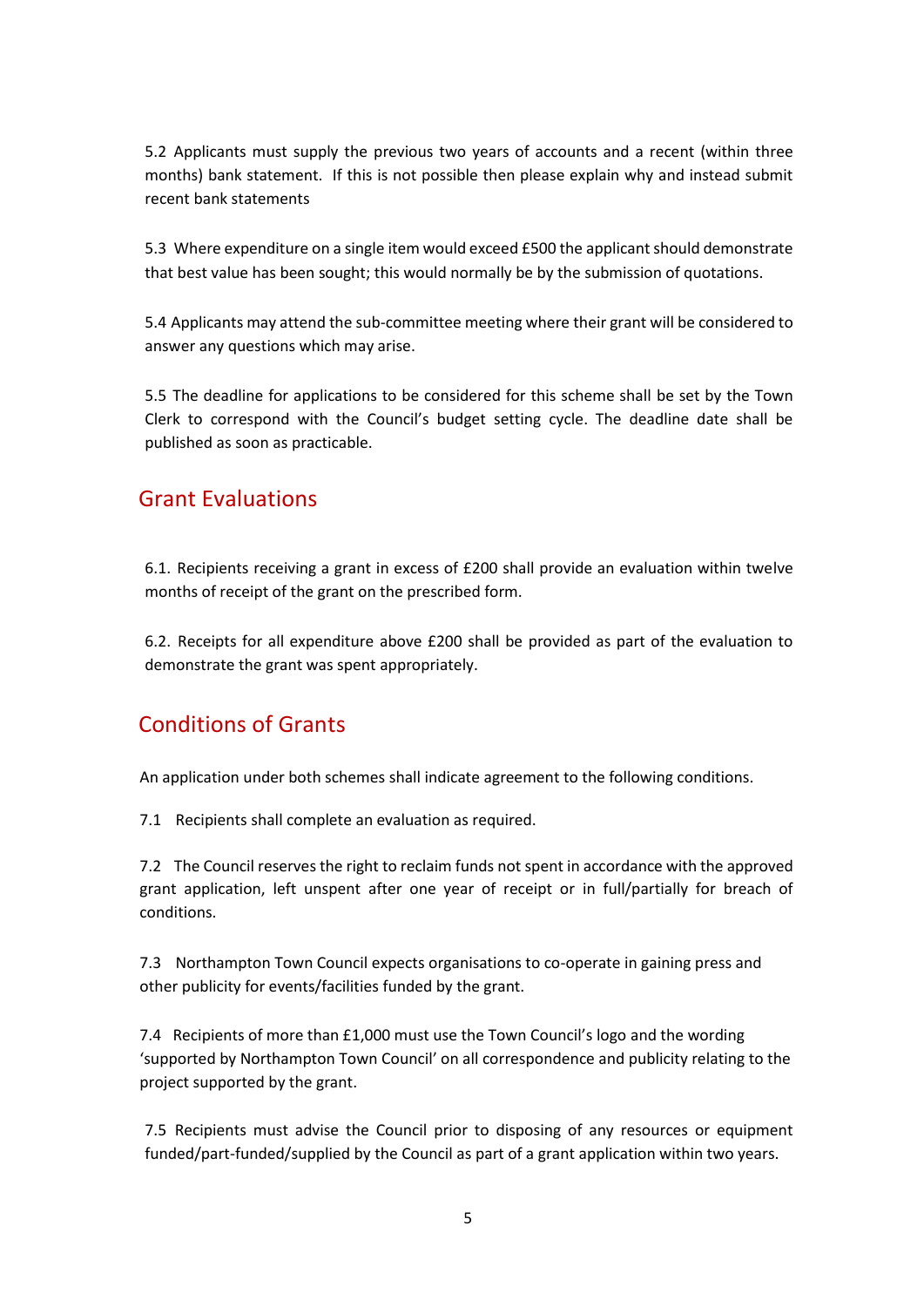5.2 Applicants must supply the previous two years of accounts and a recent (within three months) bank statement. If this is not possible then please explain why and instead submit recent bank statements

5.3 Where expenditure on a single item would exceed £500 the applicant should demonstrate that best value has been sought; this would normally be by the submission of quotations.

5.4 Applicants may attend the sub-committee meeting where their grant will be considered to answer any questions which may arise.

5.5 The deadline for applications to be considered for this scheme shall be set by the Town Clerk to correspond with the Council's budget setting cycle. The deadline date shall be published as soon as practicable.

## Grant Evaluations

6.1. Recipients receiving a grant in excess of £200 shall provide an evaluation within twelve months of receipt of the grant on the prescribed form.

6.2. Receipts for all expenditure above £200 shall be provided as part of the evaluation to demonstrate the grant was spent appropriately.

## Conditions of Grants

An application under both schemes shall indicate agreement to the following conditions.

7.1 Recipients shall complete an evaluation as required.

7.2 The Council reserves the right to reclaim funds not spent in accordance with the approved grant application, left unspent after one year of receipt or in full/partially for breach of conditions.

7.3 Northampton Town Council expects organisations to co-operate in gaining press and other publicity for events/facilities funded by the grant.

7.4 Recipients of more than £1,000 must use the Town Council's logo and the wording 'supported by Northampton Town Council' on all correspondence and publicity relating to the project supported by the grant.

7.5 Recipients must advise the Council prior to disposing of any resources or equipment funded/part-funded/supplied by the Council as part of a grant application within two years.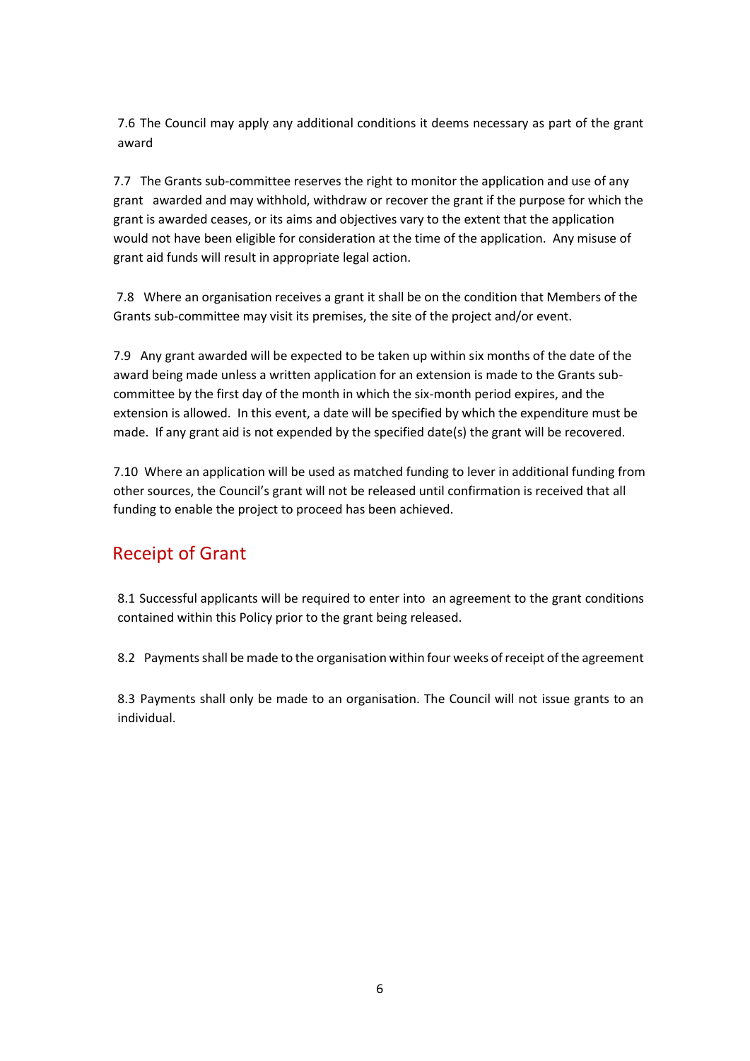7.6 The Council may apply any additional conditions it deems necessary as part of the grant award

7.7 The Grants sub-committee reserves the right to monitor the application and use of any grant awarded and may withhold, withdraw or recover the grant if the purpose for which the grant is awarded ceases, or its aims and objectives vary to the extent that the application would not have been eligible for consideration at the time of the application. Any misuse of grant aid funds will result in appropriate legal action.

7.8 Where an organisation receives a grant it shall be on the condition that Members of the Grants sub-committee may visit its premises, the site of the project and/or event.

7.9 Any grant awarded will be expected to be taken up within six months of the date of the award being made unless a written application for an extension is made to the Grants sub-committee by the first day of the month in which the six-month period expires, and the extension is allowed. In this event, a date will be specified by which the expenditure must be made. If any grant aid is not expended by the specified date(s) the grant will be recovered.

7.10 Where an application will be used as matched funding to lever in additional funding from other sources, the Council's grant will not be released until confirmation is received that all funding to enable the project to proceed has been achieved.

## Receipt of Grant

8.1 Successful applicants will be required to enter into an agreement to the grant conditions contained within this Policy prior to the grant being released.

8.2 Payments shall be made to the organisation within four weeks of receipt of the agreement

8.3 Payments shall only be made to an organisation. The Council will not issue grants to an individual.